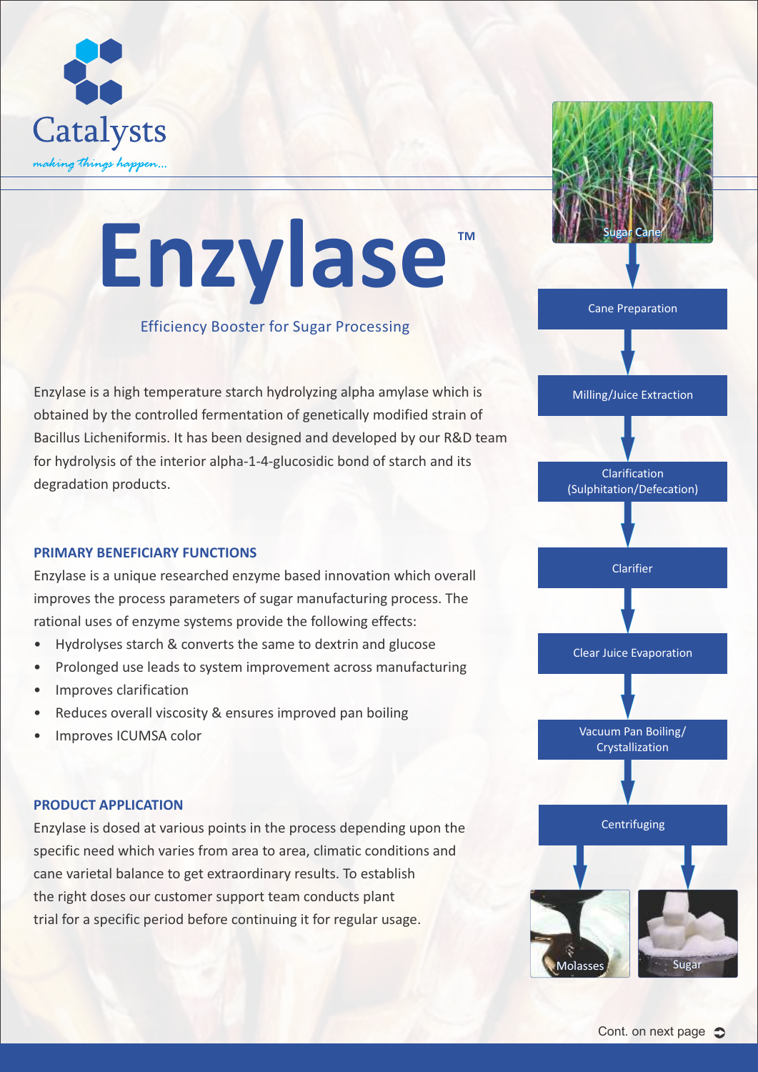Catalysts

*making things happen...*

# Enzylase™

Efficiency Booster for Sugar Processing

Enzylase is a high temperature starch hydrolyzing alpha amylase which is obtained by the controlled fermentation of genetically modified strain of Bacillus Licheniformis. It has been designed and developed by our R&D team for hydrolysis of the interior alpha-1-4-glucosidic bond of starch and its degradation products.

## PRIMARY BENEFICIARY FUNCTIONS

Enzylase is a unique researched enzyme based innovation which overall improves the process parameters of sugar manufacturing process. The rational uses of enzyme systems provide the following effects:

- Hydrolyses starch & converts the same to dextrin and glucose
- Prolonged use leads to system improvement across manufacturing
- Improves clarification
- Reduces overall viscosity & ensures improved pan boiling
- Improves ICUMSA color

## PRODUCT APPLICATION

Enzylase is dosed at various points in the process depending upon the specific need which varies from area to area, climatic conditions and cane varietal balance to get extraordinary results. To establish the right doses our customer support team conducts plant trial for a specific period before continuing it for regular usage.

Sugar Cane → Cane Preparation → Milling/Juice Extraction → Clarification (Sulphitation/Defecation) → Clarifier → Clear Juice Evaporation → Vacuum Pan Boiling/ Crystallization → Centrifuging → Molasses / Sugar

Cont. on next page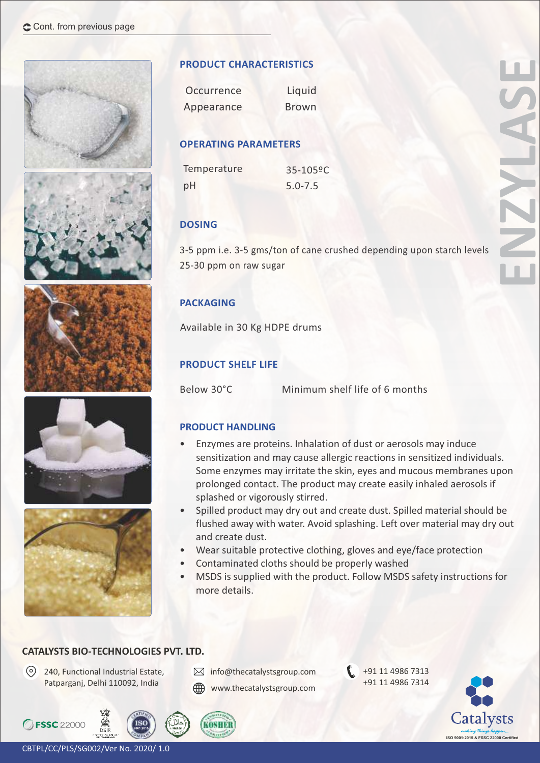Cont. from previous page

# ENZYLASE

## PRODUCT CHARACTERISTICS

| | |
|---|---|
| Occurrence | Liquid |
| Appearance | Brown |

## OPERATING PARAMETERS

| | |
|---|---|
| Temperature | 35-105ºC |
| pH | 5.0-7.5 |

## DOSING

3-5 ppm i.e. 3-5 gms/ton of cane crushed depending upon starch levels
25-30 ppm on raw sugar

## PACKAGING

Available in 30 Kg HDPE drums

## PRODUCT SHELF LIFE

| | |
|---|---|
| Below 30°C | Minimum shelf life of 6 months |

## PRODUCT HANDLING

- Enzymes are proteins. Inhalation of dust or aerosols may induce sensitization and may cause allergic reactions in sensitized individuals. Some enzymes may irritate the skin, eyes and mucous membranes upon prolonged contact. The product may create easily inhaled aerosols if splashed or vigorously stirred.
- Spilled product may dry out and create dust. Spilled material should be flushed away with water. Avoid splashing. Left over material may dry out and create dust.
- Wear suitable protective clothing, gloves and eye/face protection
- Contaminated cloths should be properly washed
- MSDS is supplied with the product. Follow MSDS safety instructions for more details.

**CATALYSTS BIO-TECHNOLOGIES PVT. LTD.**

240, Functional Industrial Estate,
Patparganj, Delhi 110092, India

info@thecatalystsgroup.com
www.thecatalystsgroup.com

+91 11 4986 7313
+91 11 4986 7314

FSSC 22000

Catalysts
making things happen...
ISO 9001:2015 & FSSC 22000 Certified

CBTPL/CC/PLS/SG002/Ver No. 2020/ 1.0